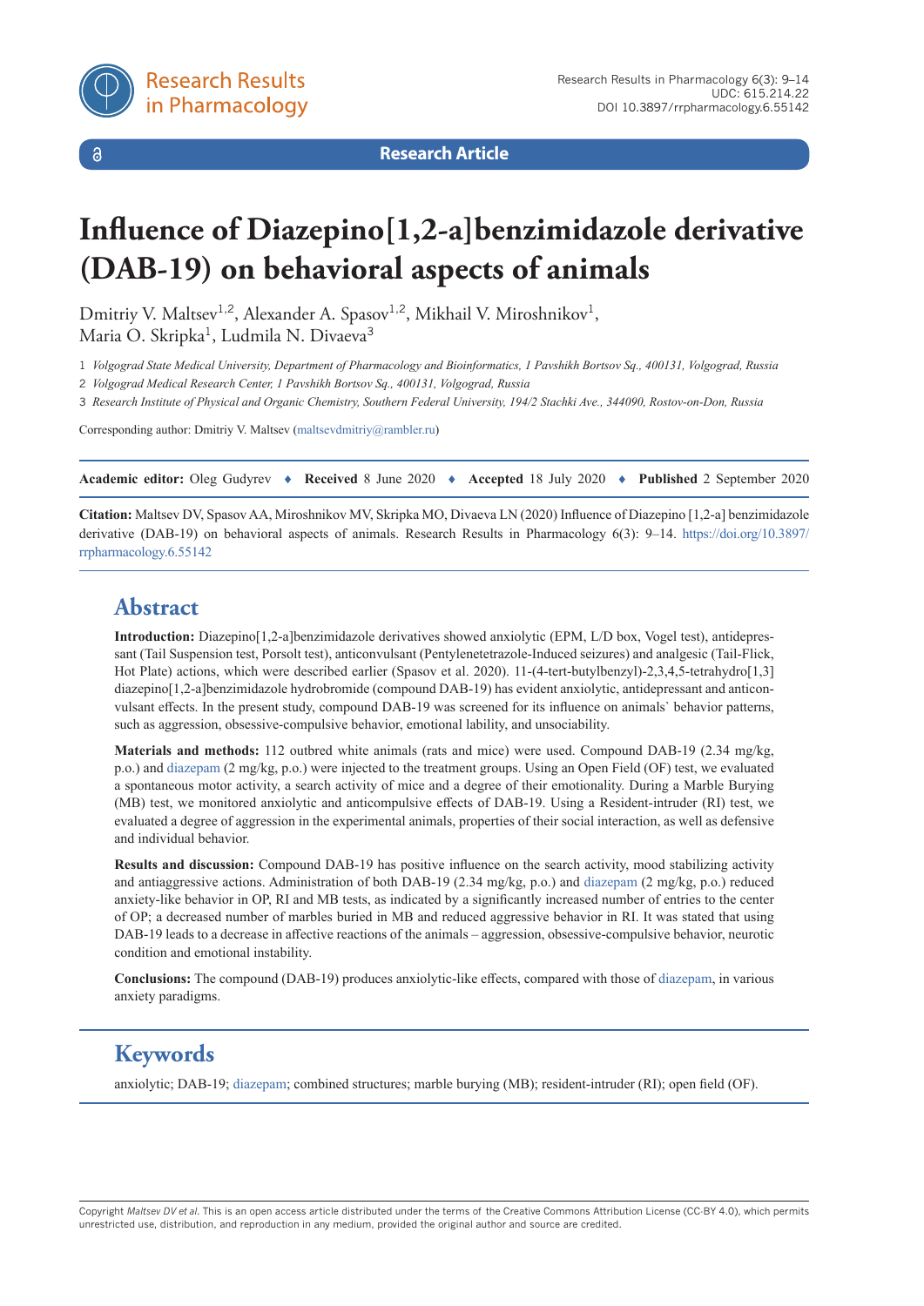Research Article

# Influence of Diazepino[1,2-a]benzimidazole derivative (DAB-19) on behavioral aspects of animals

Dmitriy V. Maltsev[1,2], Alexander A. Spasov[1,2], Mikhail V. Miroshnikov[1], Maria O. Skripka[1], Ludmila N. Divaeva[3]

1 *Volgograd State Medical University, Department of Pharmacology and Bioinformatics, 1 Pavshikh Bortsov Sq., 400131, Volgograd, Russia*

2 *Volgograd Medical Research Center, 1 Pavshikh Bortsov Sq., 400131, Volgograd, Russia*

3 *Research Institute of Physical and Organic Chemistry, Southern Federal University, 194/2 Stachki Ave., 344090, Rostov-on-Don, Russia*

Corresponding author: Dmitriy V. Maltsev (maltsevdmitriy@rambler.ru)

**Academic editor:** Oleg Gudyrev ♦ **Received** 8 June 2020 ♦ **Accepted** 18 July 2020 ♦ **Published** 2 September 2020

**Citation:** Maltsev DV, Spasov AA, Miroshnikov MV, Skripka MO, Divaeva LN (2020) Influence of Diazepino [1,2-a] benzimidazole derivative (DAB-19) on behavioral aspects of animals. Research Results in Pharmacology 6(3): 9–14. https://doi.org/10.3897/rrpharmacology.6.55142

## Abstract

**Introduction:** Diazepino[1,2-a]benzimidazole derivatives showed anxiolytic (EPM, L/D box, Vogel test), antidepressant (Tail Suspension test, Porsolt test), anticonvulsant (Pentylenetetrazole-Induced seizures) and analgesic (Tail-Flick, Hot Plate) actions, which were described earlier (Spasov et al. 2020). 11-(4-tert-butylbenzyl)-2,3,4,5-tetrahydro[1,3] diazepino[1,2-a]benzimidazole hydrobromide (compound DAB-19) has evident anxiolytic, antidepressant and anticonvulsant effects. In the present study, compound DAB-19 was screened for its influence on animals` behavior patterns, such as aggression, obsessive-compulsive behavior, emotional lability, and unsociability.

**Materials and methods:** 112 outbred white animals (rats and mice) were used. Compound DAB-19 (2.34 mg/kg, p.o.) and diazepam (2 mg/kg, p.o.) were injected to the treatment groups. Using an Open Field (OF) test, we evaluated a spontaneous motor activity, a search activity of mice and a degree of their emotionality. During a Marble Burying (MB) test, we monitored anxiolytic and anticompulsive effects of DAB-19. Using a Resident-intruder (RI) test, we evaluated a degree of aggression in the experimental animals, properties of their social interaction, as well as defensive and individual behavior.

**Results and discussion:** Compound DAB-19 has positive influence on the search activity, mood stabilizing activity and antiaggressive actions. Administration of both DAB-19 (2.34 mg/kg, p.o.) and diazepam (2 mg/kg, p.o.) reduced anxiety-like behavior in OP, RI and MB tests, as indicated by a significantly increased number of entries to the center of OP; a decreased number of marbles buried in MB and reduced aggressive behavior in RI. It was stated that using DAB-19 leads to a decrease in affective reactions of the animals – aggression, obsessive-compulsive behavior, neurotic condition and emotional instability.

**Conclusions:** The compound (DAB-19) produces anxiolytic-like effects, compared with those of diazepam, in various anxiety paradigms.

## Keywords

anxiolytic; DAB-19; diazepam; combined structures; marble burying (MB); resident-intruder (RI); open field (OF).

Copyright *Maltsev DV et al.* This is an open access article distributed under the terms of the Creative Commons Attribution License (CC-BY 4.0), which permits unrestricted use, distribution, and reproduction in any medium, provided the original author and source are credited.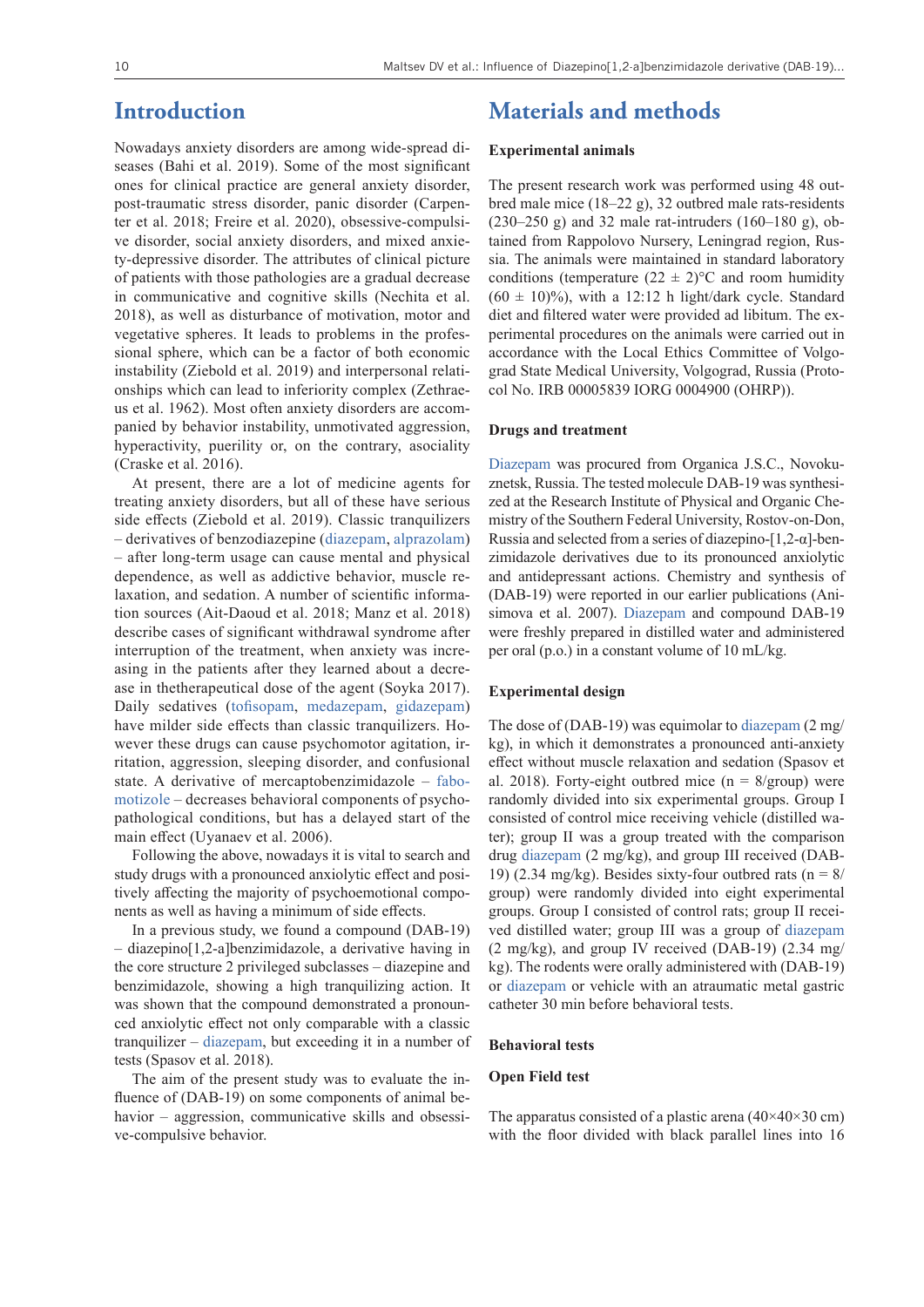## Introduction

Nowadays anxiety disorders are among wide-spread diseases (Bahi et al. 2019). Some of the most significant ones for clinical practice are general anxiety disorder, post-traumatic stress disorder, panic disorder (Carpenter et al. 2018; Freire et al. 2020), obsessive-compulsive disorder, social anxiety disorders, and mixed anxiety-depressive disorder. The attributes of clinical picture of patients with those pathologies are a gradual decrease in communicative and cognitive skills (Nechita et al. 2018), as well as disturbance of motivation, motor and vegetative spheres. It leads to problems in the professional sphere, which can be a factor of both economic instability (Ziebold et al. 2019) and interpersonal relationships which can lead to inferiority complex (Zethraeus et al. 1962). Most often anxiety disorders are accompanied by behavior instability, unmotivated aggression, hyperactivity, puerility or, on the contrary, asociality (Craske et al. 2016).

At present, there are a lot of medicine agents for treating anxiety disorders, but all of these have serious side effects (Ziebold et al. 2019). Classic tranquilizers – derivatives of benzodiazepine (diazepam, alprazolam) – after long-term usage can cause mental and physical dependence, as well as addictive behavior, muscle relaxation, and sedation. A number of scientific information sources (Ait-Daoud et al. 2018; Manz et al. 2018) describe cases of significant withdrawal syndrome after interruption of the treatment, when anxiety was increasing in the patients after they learned about a decrease in thetherapeutical dose of the agent (Soyka 2017). Daily sedatives (tofisopam, medazepam, gidazepam) have milder side effects than classic tranquilizers. However these drugs can cause psychomotor agitation, irritation, aggression, sleeping disorder, and confusional state. A derivative of mercaptobenzimidazole – fabomotizole – decreases behavioral components of psychopathological conditions, but has a delayed start of the main effect (Uyanaev et al. 2006).

Following the above, nowadays it is vital to search and study drugs with a pronounced anxiolytic effect and positively affecting the majority of psychoemotional components as well as having a minimum of side effects.

In a previous study, we found a compound (DAB-19) – diazepino[1,2-a]benzimidazole, a derivative having in the core structure 2 privileged subclasses – diazepine and benzimidazole, showing a high tranquilizing action. It was shown that the compound demonstrated a pronounced anxiolytic effect not only comparable with a classic tranquilizer – diazepam, but exceeding it in a number of tests (Spasov et al. 2018).

The aim of the present study was to evaluate the influence of (DAB-19) on some components of animal behavior – aggression, communicative skills and obsessive-compulsive behavior.

## Materials and methods

### Experimental animals

The present research work was performed using 48 outbred male mice (18–22 g), 32 outbred male rats-residents (230–250 g) and 32 male rat-intruders (160–180 g), obtained from Rappolovo Nursery, Leningrad region, Russia. The animals were maintained in standard laboratory conditions (temperature (22 ± 2)°C and room humidity (60 ± 10)%), with a 12:12 h light/dark cycle. Standard diet and filtered water were provided ad libitum. The experimental procedures on the animals were carried out in accordance with the Local Ethics Committee of Volgograd State Medical University, Volgograd, Russia (Protocol No. IRB 00005839 IORG 0004900 (OHRP)).

### Drugs and treatment

Diazepam was procured from Organica J.S.C., Novokuznetsk, Russia. The tested molecule DAB-19 was synthesized at the Research Institute of Physical and Organic Chemistry of the Southern Federal University, Rostov-on-Don, Russia and selected from a series of diazepino-[1,2-α]-benzimidazole derivatives due to its pronounced anxiolytic and antidepressant actions. Chemistry and synthesis of (DAB-19) were reported in our earlier publications (Anisimova et al. 2007). Diazepam and compound DAB-19 were freshly prepared in distilled water and administered per oral (p.o.) in a constant volume of 10 mL/kg.

### Experimental design

The dose of (DAB-19) was equimolar to diazepam (2 mg/kg), in which it demonstrates a pronounced anti-anxiety effect without muscle relaxation and sedation (Spasov et al. 2018). Forty-eight outbred mice (n = 8/group) were randomly divided into six experimental groups. Group I consisted of control mice receiving vehicle (distilled water); group II was a group treated with the comparison drug diazepam (2 mg/kg), and group III received (DAB-19) (2.34 mg/kg). Besides sixty-four outbred rats (n = 8/group) were randomly divided into eight experimental groups. Group I consisted of control rats; group II received distilled water; group III was a group of diazepam (2 mg/kg), and group IV received (DAB-19) (2.34 mg/kg). The rodents were orally administered with (DAB-19) or diazepam or vehicle with an atraumatic metal gastric catheter 30 min before behavioral tests.

### Behavioral tests

### Open Field test

The apparatus consisted of a plastic arena (40×40×30 cm) with the floor divided with black parallel lines into 16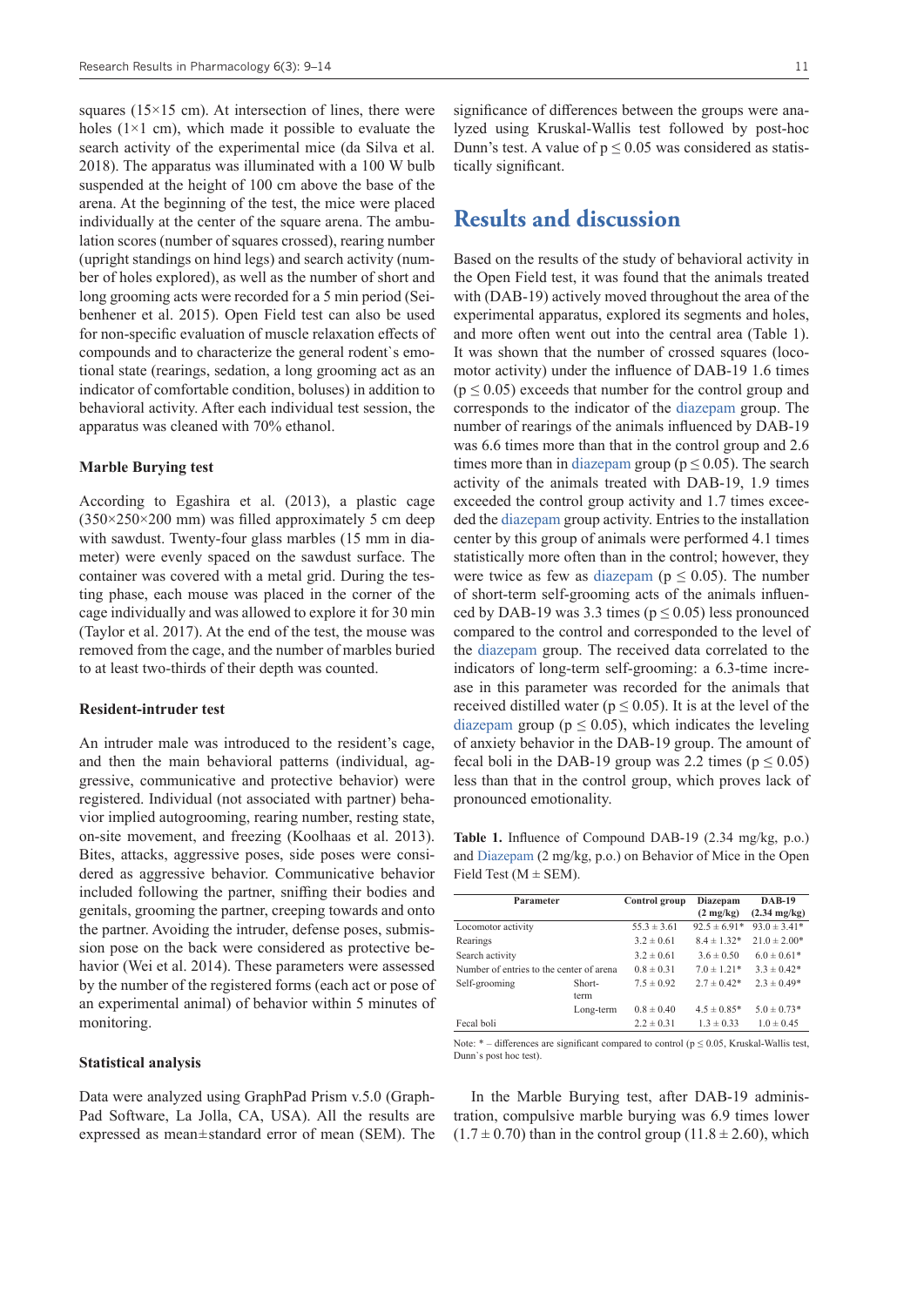squares (15×15 cm). At intersection of lines, there were holes (1×1 cm), which made it possible to evaluate the search activity of the experimental mice (da Silva et al. 2018). The apparatus was illuminated with a 100 W bulb suspended at the height of 100 cm above the base of the arena. At the beginning of the test, the mice were placed individually at the center of the square arena. The ambulation scores (number of squares crossed), rearing number (upright standings on hind legs) and search activity (number of holes explored), as well as the number of short and long grooming acts were recorded for a 5 min period (Seibenhener et al. 2015). Open Field test can also be used for non-specific evaluation of muscle relaxation effects of compounds and to characterize the general rodent`s emotional state (rearings, sedation, a long grooming act as an indicator of comfortable condition, boluses) in addition to behavioral activity. After each individual test session, the apparatus was cleaned with 70% ethanol.

### Marble Burying test

According to Egashira et al. (2013), a plastic cage (350×250×200 mm) was filled approximately 5 cm deep with sawdust. Twenty-four glass marbles (15 mm in diameter) were evenly spaced on the sawdust surface. The container was covered with a metal grid. During the testing phase, each mouse was placed in the corner of the cage individually and was allowed to explore it for 30 min (Taylor et al. 2017). At the end of the test, the mouse was removed from the cage, and the number of marbles buried to at least two-thirds of their depth was counted.

### Resident-intruder test

An intruder male was introduced to the resident's cage, and then the main behavioral patterns (individual, aggressive, communicative and protective behavior) were registered. Individual (not associated with partner) behavior implied autogrooming, rearing number, resting state, on-site movement, and freezing (Koolhaas et al. 2013). Bites, attacks, aggressive poses, side poses were considered as aggressive behavior. Communicative behavior included following the partner, sniffing their bodies and genitals, grooming the partner, creeping towards and onto the partner. Avoiding the intruder, defense poses, submission pose on the back were considered as protective behavior (Wei et al. 2014). These parameters were assessed by the number of the registered forms (each act or pose of an experimental animal) of behavior within 5 minutes of monitoring.

### Statistical analysis

Data were analyzed using GraphPad Prism v.5.0 (GraphPad Software, La Jolla, CA, USA). All the results are expressed as mean±standard error of mean (SEM). The significance of differences between the groups were analyzed using Kruskal-Wallis test followed by post-hoc Dunn's test. A value of $p \leq 0.05$ was considered as statistically significant.

## Results and discussion

Based on the results of the study of behavioral activity in the Open Field test, it was found that the animals treated with (DAB-19) actively moved throughout the area of the experimental apparatus, explored its segments and holes, and more often went out into the central area (Table 1). It was shown that the number of crossed squares (locomotor activity) under the influence of DAB-19 1.6 times ($p \leq 0.05$) exceeds that number for the control group and corresponds to the indicator of the diazepam group. The number of rearings of the animals influenced by DAB-19 was 6.6 times more than that in the control group and 2.6 times more than in diazepam group ($p \leq 0.05$). The search activity of the animals treated with DAB-19, 1.9 times exceeded the control group activity and 1.7 times exceeded the diazepam group activity. Entries to the installation center by this group of animals were performed 4.1 times statistically more often than in the control; however, they were twice as few as diazepam ($p \leq 0.05$). The number of short-term self-grooming acts of the animals influenced by DAB-19 was 3.3 times ($p \leq 0.05$) less pronounced compared to the control and corresponded to the level of the diazepam group. The received data correlated to the indicators of long-term self-grooming: a 6.3-time increase in this parameter was recorded for the animals that received distilled water ($p \leq 0.05$). It is at the level of the diazepam group ($p \leq 0.05$), which indicates the leveling of anxiety behavior in the DAB-19 group. The amount of fecal boli in the DAB-19 group was 2.2 times ($p \leq 0.05$) less than that in the control group, which proves lack of pronounced emotionality.

**Table 1.** Influence of Compound DAB-19 (2.34 mg/kg, p.o.) and Diazepam (2 mg/kg, p.o.) on Behavior of Mice in the Open Field Test (M ± SEM).

| Parameter | | Control group | Diazepam (2 mg/kg) | DAB-19 (2.34 mg/kg) |
|---|---|---|---|---|
| Locomotor activity | | 55.3 ± 3.61 | 92.5 ± 6.91* | 93.0 ± 3.41* |
| Rearings | | 3.2 ± 0.61 | 8.4 ± 1.32* | 21.0 ± 2.00* |
| Search activity | | 3.2 ± 0.61 | 3.6 ± 0.50 | 6.0 ± 0.61* |
| Number of entries to the center of arena | | 0.8 ± 0.31 | 7.0 ± 1.21* | 3.3 ± 0.42* |
| Self-grooming | Short-term | 7.5 ± 0.92 | 2.7 ± 0.42* | 2.3 ± 0.49* |
| | Long-term | 0.8 ± 0.40 | 4.5 ± 0.85* | 5.0 ± 0.73* |
| Fecal boli | | 2.2 ± 0.31 | 1.3 ± 0.33 | 1.0 ± 0.45 |

Note: * – differences are significant compared to control ($p \leq 0.05$, Kruskal-Wallis test, Dunn`s post hoc test).

In the Marble Burying test, after DAB-19 administration, compulsive marble burying was 6.9 times lower (1.7 ± 0.70) than in the control group (11.8 ± 2.60), which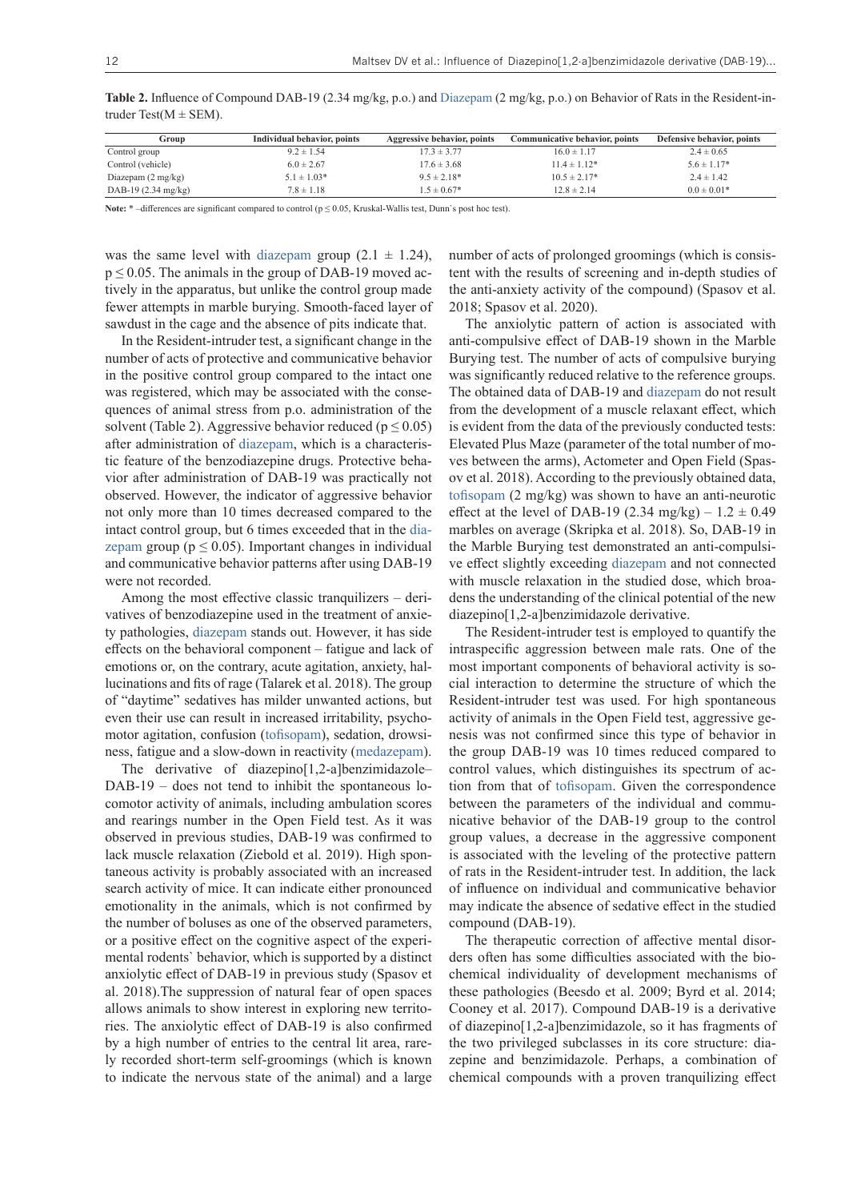**Table 2.** Influence of Compound DAB-19 (2.34 mg/kg, p.o.) and Diazepam (2 mg/kg, p.o.) on Behavior of Rats in the Resident-intruder Test(M ± SEM).

| Group | Individual behavior, points | Aggressive behavior, points | Communicative behavior, points | Defensive behavior, points |
|---|---|---|---|---|
| Control group | 9.2 ± 1.54 | 17.3 ± 3.77 | 16.0 ± 1.17 | 2.4 ± 0.65 |
| Control (vehicle) | 6.0 ± 2.67 | 17.6 ± 3.68 | 11.4 ± 1.12* | 5.6 ± 1.17* |
| Diazepam (2 mg/kg) | 5.1 ± 1.03* | 9.5 ± 2.18* | 10.5 ± 2.17* | 2.4 ± 1.42 |
| DAB-19 (2.34 mg/kg) | 7.8 ± 1.18 | 1.5 ± 0.67* | 12.8 ± 2.14 | 0.0 ± 0.01* |

**Note:** * –differences are significant compared to control ($p \leq 0.05$, Kruskal-Wallis test, Dunn`s post hoc test).

was the same level with diazepam group (2.1 ± 1.24), $p \leq 0.05$. The animals in the group of DAB-19 moved actively in the apparatus, but unlike the control group made fewer attempts in marble burying. Smooth-faced layer of sawdust in the cage and the absence of pits indicate that.

In the Resident-intruder test, a significant change in the number of acts of protective and communicative behavior in the positive control group compared to the intact one was registered, which may be associated with the consequences of animal stress from p.o. administration of the solvent (Table 2). Aggressive behavior reduced ($p \leq 0.05$) after administration of diazepam, which is a characteristic feature of the benzodiazepine drugs. Protective behavior after administration of DAB-19 was practically not observed. However, the indicator of aggressive behavior not only more than 10 times decreased compared to the intact control group, but 6 times exceeded that in the diazepam group ($p \leq 0.05$). Important changes in individual and communicative behavior patterns after using DAB-19 were not recorded.

Among the most effective classic tranquilizers – derivatives of benzodiazepine used in the treatment of anxiety pathologies, diazepam stands out. However, it has side effects on the behavioral component – fatigue and lack of emotions or, on the contrary, acute agitation, anxiety, hallucinations and fits of rage (Talarek et al. 2018). The group of "daytime" sedatives has milder unwanted actions, but even their use can result in increased irritability, psychomotor agitation, confusion (tofisopam), sedation, drowsiness, fatigue and a slow-down in reactivity (medazepam).

The derivative of diazepino[1,2-a]benzimidazole– DAB-19 – does not tend to inhibit the spontaneous locomotor activity of animals, including ambulation scores and rearings number in the Open Field test. As it was observed in previous studies, DAB-19 was confirmed to lack muscle relaxation (Ziebold et al. 2019). High spontaneous activity is probably associated with an increased search activity of mice. It can indicate either pronounced emotionality in the animals, which is not confirmed by the number of boluses as one of the observed parameters, or a positive effect on the cognitive aspect of the experimental rodents` behavior, which is supported by a distinct anxiolytic effect of DAB-19 in previous study (Spasov et al. 2018).The suppression of natural fear of open spaces allows animals to show interest in exploring new territories. The anxiolytic effect of DAB-19 is also confirmed by a high number of entries to the central lit area, rarely recorded short-term self-groomings (which is known to indicate the nervous state of the animal) and a large number of acts of prolonged groomings (which is consistent with the results of screening and in-depth studies of the anti-anxiety activity of the compound) (Spasov et al. 2018; Spasov et al. 2020).

The anxiolytic pattern of action is associated with anti-compulsive effect of DAB-19 shown in the Marble Burying test. The number of acts of compulsive burying was significantly reduced relative to the reference groups. The obtained data of DAB-19 and diazepam do not result from the development of a muscle relaxant effect, which is evident from the data of the previously conducted tests: Elevated Plus Maze (parameter of the total number of moves between the arms), Actometer and Open Field (Spasov et al. 2018). According to the previously obtained data, tofisopam (2 mg/kg) was shown to have an anti-neurotic effect at the level of DAB-19 (2.34 mg/kg) – 1.2 ± 0.49 marbles on average (Skripka et al. 2018). So, DAB-19 in the Marble Burying test demonstrated an anti-compulsive effect slightly exceeding diazepam and not connected with muscle relaxation in the studied dose, which broadens the understanding of the clinical potential of the new diazepino[1,2-a]benzimidazole derivative.

The Resident-intruder test is employed to quantify the intraspecific aggression between male rats. One of the most important components of behavioral activity is social interaction to determine the structure of which the Resident-intruder test was used. For high spontaneous activity of animals in the Open Field test, aggressive genesis was not confirmed since this type of behavior in the group DAB-19 was 10 times reduced compared to control values, which distinguishes its spectrum of action from that of tofisopam. Given the correspondence between the parameters of the individual and communicative behavior of the DAB-19 group to the control group values, a decrease in the aggressive component is associated with the leveling of the protective pattern of rats in the Resident-intruder test. In addition, the lack of influence on individual and communicative behavior may indicate the absence of sedative effect in the studied compound (DAB-19).

The therapeutic correction of affective mental disorders often has some difficulties associated with the biochemical individuality of development mechanisms of these pathologies (Beesdo et al. 2009; Byrd et al. 2014; Cooney et al. 2017). Compound DAB-19 is a derivative of diazepino[1,2-a]benzimidazole, so it has fragments of the two privileged subclasses in its core structure: diazepine and benzimidazole. Perhaps, a combination of chemical compounds with a proven tranquilizing effect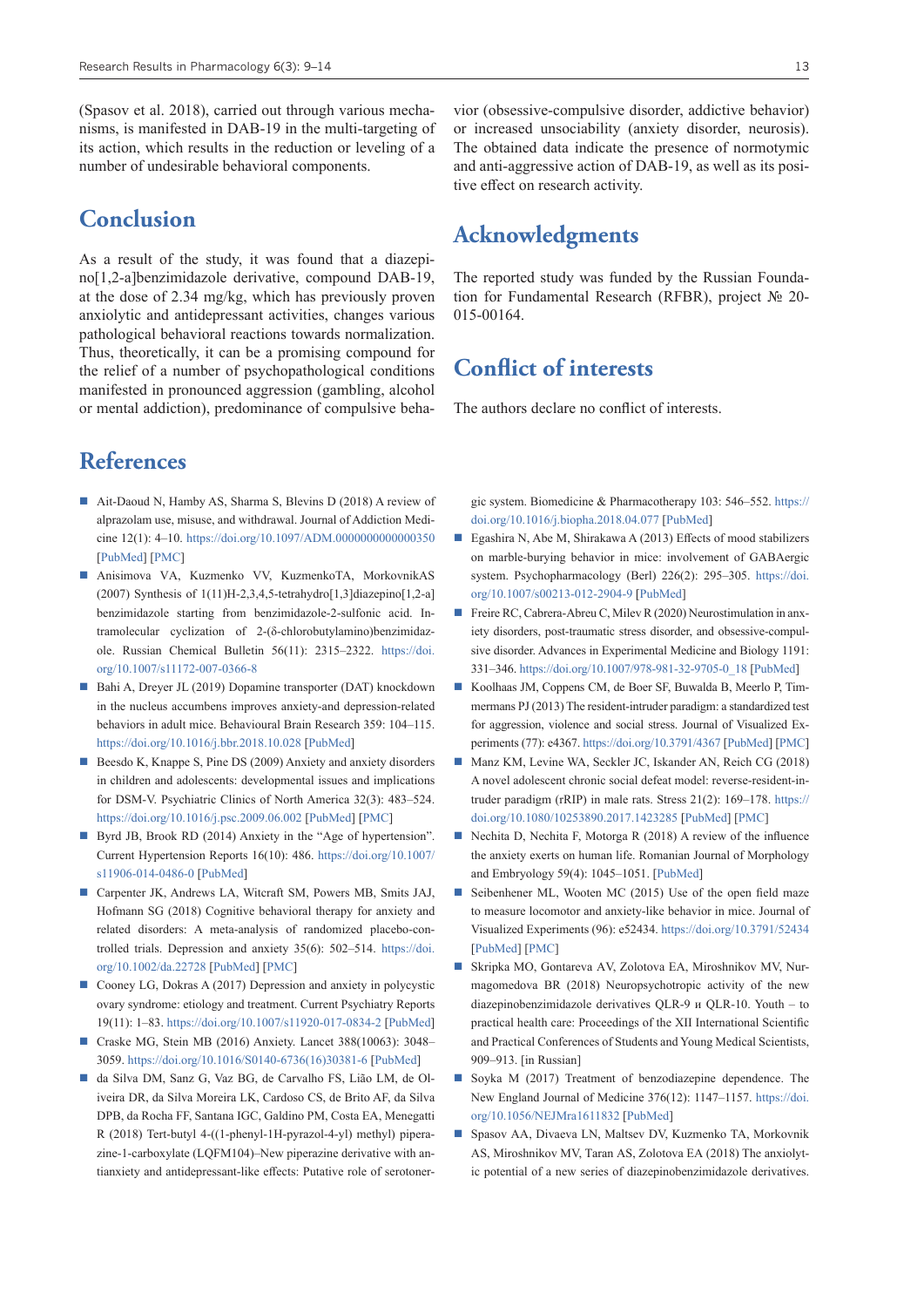(Spasov et al. 2018), carried out through various mechanisms, is manifested in DAB-19 in the multi-targeting of its action, which results in the reduction or leveling of a number of undesirable behavioral components.

## Conclusion

As a result of the study, it was found that a diazepino[1,2-a]benzimidazole derivative, compound DAB-19, at the dose of 2.34 mg/kg, which has previously proven anxiolytic and antidepressant activities, changes various pathological behavioral reactions towards normalization. Thus, theoretically, it can be a promising compound for the relief of a number of psychopathological conditions manifested in pronounced aggression (gambling, alcohol or mental addiction), predominance of compulsive behavior (obsessive-compulsive disorder, addictive behavior) or increased unsociability (anxiety disorder, neurosis). The obtained data indicate the presence of normotymic and anti-aggressive action of DAB-19, as well as its positive effect on research activity.

## Acknowledgments

The reported study was funded by the Russian Foundation for Fundamental Research (RFBR), project № 20-015-00164.

## Conflict of interests

The authors declare no conflict of interests.

## References

- Ait-Daoud N, Hamby AS, Sharma S, Blevins D (2018) A review of alprazolam use, misuse, and withdrawal. Journal of Addiction Medicine 12(1): 4–10. https://doi.org/10.1097/ADM.0000000000000350 [PubMed] [PMC]
- Anisimova VA, Kuzmenko VV, KuzmenkoTA, MorkovnikAS (2007) Synthesis of 1(11)H-2,3,4,5-tetrahydro[1,3]diazepino[1,2-a] benzimidazole starting from benzimidazole-2-sulfonic acid. Intramolecular cyclization of 2-(δ-chlorobutylamino)benzimidazole. Russian Chemical Bulletin 56(11): 2315–2322. https://doi.org/10.1007/s11172-007-0366-8
- Bahi A, Dreyer JL (2019) Dopamine transporter (DAT) knockdown in the nucleus accumbens improves anxiety-and depression-related behaviors in adult mice. Behavioural Brain Research 359: 104–115. https://doi.org/10.1016/j.bbr.2018.10.028 [PubMed]
- Beesdo K, Knappe S, Pine DS (2009) Anxiety and anxiety disorders in children and adolescents: developmental issues and implications for DSM-V. Psychiatric Clinics of North America 32(3): 483–524. https://doi.org/10.1016/j.psc.2009.06.002 [PubMed] [PMC]
- Byrd JB, Brook RD (2014) Anxiety in the "Age of hypertension". Current Hypertension Reports 16(10): 486. https://doi.org/10.1007/s11906-014-0486-0 [PubMed]
- Carpenter JK, Andrews LA, Witcraft SM, Powers MB, Smits JAJ, Hofmann SG (2018) Cognitive behavioral therapy for anxiety and related disorders: A meta-analysis of randomized placebo-controlled trials. Depression and anxiety 35(6): 502–514. https://doi.org/10.1002/da.22728 [PubMed] [PMC]
- Cooney LG, Dokras A (2017) Depression and anxiety in polycystic ovary syndrome: etiology and treatment. Current Psychiatry Reports 19(11): 1–83. https://doi.org/10.1007/s11920-017-0834-2 [PubMed]
- Craske MG, Stein MB (2016) Anxiety. Lancet 388(10063): 3048–3059. https://doi.org/10.1016/S0140-6736(16)30381-6 [PubMed]
- da Silva DM, Sanz G, Vaz BG, de Carvalho FS, Lião LM, de Oliveira DR, da Silva Moreira LK, Cardoso CS, de Brito AF, da Silva DPB, da Rocha FF, Santana IGC, Galdino PM, Costa EA, Menegatti R (2018) Tert-butyl 4-((1-phenyl-1H-pyrazol-4-yl) methyl) piperazine-1-carboxylate (LQFM104)–New piperazine derivative with antianxiety and antidepressant-like effects: Putative role of serotonergic system. Biomedicine & Pharmacotherapy 103: 546–552. https://doi.org/10.1016/j.biopha.2018.04.077 [PubMed]
- Egashira N, Abe M, Shirakawa A (2013) Effects of mood stabilizers on marble-burying behavior in mice: involvement of GABAergic system. Psychopharmacology (Berl) 226(2): 295–305. https://doi.org/10.1007/s00213-012-2904-9 [PubMed]
- Freire RC, Cabrera-Abreu C, Milev R (2020) Neurostimulation in anxiety disorders, post-traumatic stress disorder, and obsessive-compulsive disorder. Advances in Experimental Medicine and Biology 1191: 331–346. https://doi.org/10.1007/978-981-32-9705-0_18 [PubMed]
- Koolhaas JM, Coppens CM, de Boer SF, Buwalda B, Meerlo P, Timmermans PJ (2013) The resident-intruder paradigm: a standardized test for aggression, violence and social stress. Journal of Visualized Experiments (77): e4367. https://doi.org/10.3791/4367 [PubMed] [PMC]
- Manz KM, Levine WA, Seckler JC, Iskander AN, Reich CG (2018) A novel adolescent chronic social defeat model: reverse-resident-intruder paradigm (rRIP) in male rats. Stress 21(2): 169–178. https://doi.org/10.1080/10253890.2017.1423285 [PubMed] [PMC]
- Nechita D, Nechita F, Motorga R (2018) A review of the influence the anxiety exerts on human life. Romanian Journal of Morphology and Embryology 59(4): 1045–1051. [PubMed]
- Seibenhener ML, Wooten MC (2015) Use of the open field maze to measure locomotor and anxiety-like behavior in mice. Journal of Visualized Experiments (96): e52434. https://doi.org/10.3791/52434 [PubMed] [PMC]
- Skripka MO, Gontareva AV, Zolotova EA, Miroshnikov MV, Nurmagomedova BR (2018) Neuropsychotropic activity of the new diazepinobenzimidazole derivatives QLR-9 и QLR-10. Youth – to practical health care: Proceedings of the XII International Scientific and Practical Conferences of Students and Young Medical Scientists, 909–913. [in Russian]
- Soyka M (2017) Treatment of benzodiazepine dependence. The New England Journal of Medicine 376(12): 1147–1157. https://doi.org/10.1056/NEJMra1611832 [PubMed]
- Spasov AA, Divaeva LN, Maltsev DV, Kuzmenko TA, Morkovnik AS, Miroshnikov MV, Taran AS, Zolotova EA (2018) The anxiolytic potential of a new series of diazepinobenzimidazole derivatives.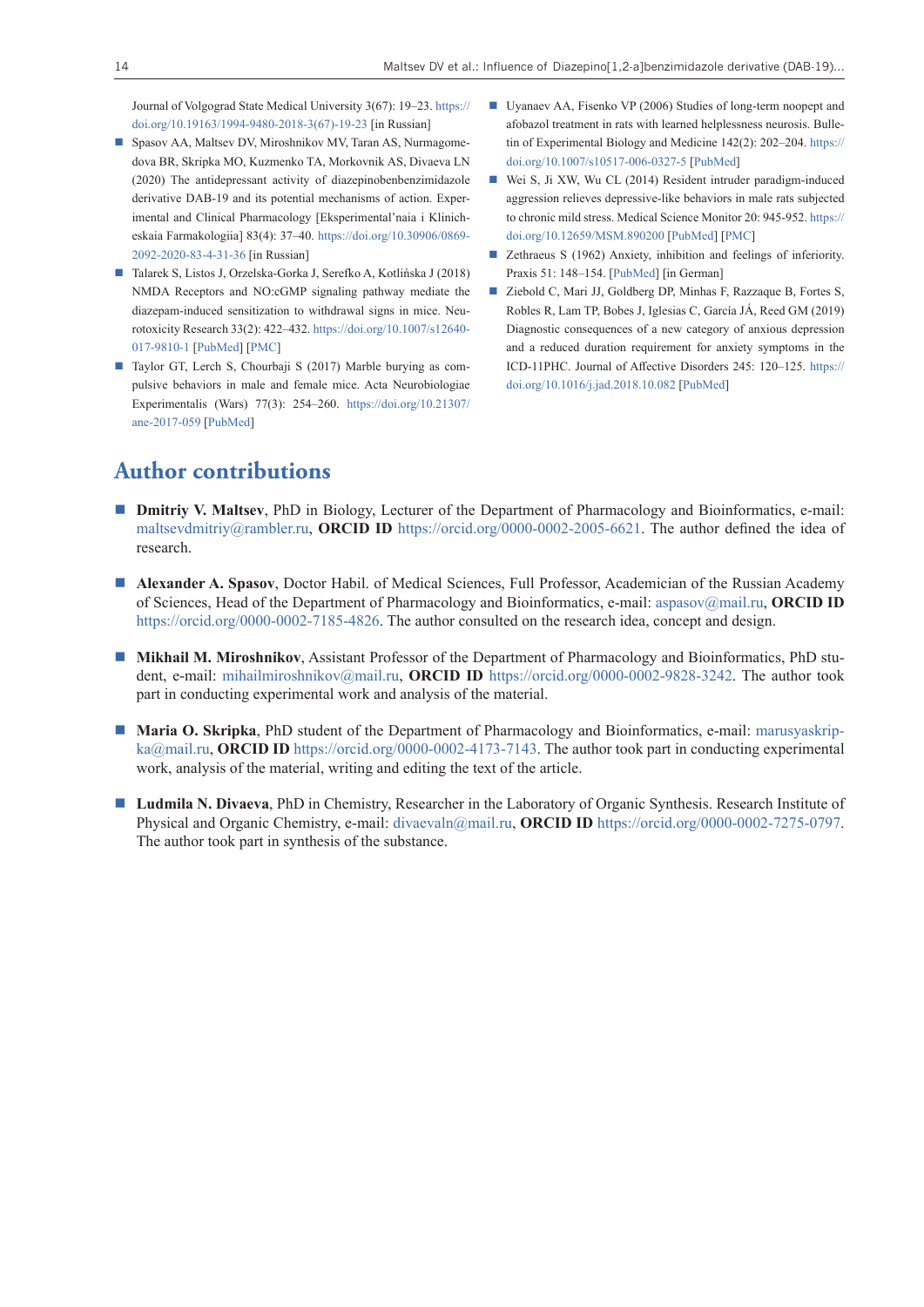Journal of Volgograd State Medical University 3(67): 19–23. https://doi.org/10.19163/1994-9480-2018-3(67)-19-23 [in Russian]

- Spasov AA, Maltsev DV, Miroshnikov MV, Taran AS, Nurmagomedova BR, Skripka MO, Kuzmenko TA, Morkovnik AS, Divaeva LN (2020) The antidepressant activity of diazepinobenbenzimidazole derivative DAB-19 and its potential mechanisms of action. Experimental and Clinical Pharmacology [Eksperimental'naia i Klinicheskaia Farmakologiia] 83(4): 37–40. https://doi.org/10.30906/0869-2092-2020-83-4-31-36 [in Russian]
- Talarek S, Listos J, Orzelska-Gorka J, Serefko A, Kotlińska J (2018) NMDA Receptors and NO:cGMP signaling pathway mediate the diazepam-induced sensitization to withdrawal signs in mice. Neurotoxicity Research 33(2): 422–432. https://doi.org/10.1007/s12640-017-9810-1 [PubMed] [PMC]
- Taylor GT, Lerch S, Chourbaji S (2017) Marble burying as compulsive behaviors in male and female mice. Acta Neurobiologiae Experimentalis (Wars) 77(3): 254–260. https://doi.org/10.21307/ane-2017-059 [PubMed]
- Uyanaev AA, Fisenko VP (2006) Studies of long-term noopept and afobazol treatment in rats with learned helplessness neurosis. Bulletin of Experimental Biology and Medicine 142(2): 202–204. https://doi.org/10.1007/s10517-006-0327-5 [PubMed]
- Wei S, Ji XW, Wu CL (2014) Resident intruder paradigm-induced aggression relieves depressive-like behaviors in male rats subjected to chronic mild stress. Medical Science Monitor 20: 945-952. https://doi.org/10.12659/MSM.890200 [PubMed] [PMC]
- Zethraeus S (1962) Anxiety, inhibition and feelings of inferiority. Praxis 51: 148–154. [PubMed] [in German]
- Ziebold C, Mari JJ, Goldberg DP, Minhas F, Razzaque B, Fortes S, Robles R, Lam TP, Bobes J, Iglesias C, García JÁ, Reed GM (2019) Diagnostic consequences of a new category of anxious depression and a reduced duration requirement for anxiety symptoms in the ICD-11PHC. Journal of Affective Disorders 245: 120–125. https://doi.org/10.1016/j.jad.2018.10.082 [PubMed]

## Author contributions

- **Dmitriy V. Maltsev**, PhD in Biology, Lecturer of the Department of Pharmacology and Bioinformatics, e-mail: maltsevdmitriy@rambler.ru, **ORCID ID** https://orcid.org/0000-0002-2005-6621. The author defined the idea of research.
- **Alexander A. Spasov**, Doctor Habil. of Medical Sciences, Full Professor, Academician of the Russian Academy of Sciences, Head of the Department of Pharmacology and Bioinformatics, e-mail: aspasov@mail.ru, **ORCID ID** https://orcid.org/0000-0002-7185-4826. The author consulted on the research idea, concept and design.
- **Mikhail M. Miroshnikov**, Assistant Professor of the Department of Pharmacology and Bioinformatics, PhD student, e-mail: mihailmiroshnikov@mail.ru, **ORCID ID** https://orcid.org/0000-0002-9828-3242. The author took part in conducting experimental work and analysis of the material.
- **Maria O. Skripka**, PhD student of the Department of Pharmacology and Bioinformatics, e-mail: marusyaskripka@mail.ru, **ORCID ID** https://orcid.org/0000-0002-4173-7143. The author took part in conducting experimental work, analysis of the material, writing and editing the text of the article.
- **Ludmila N. Divaeva**, PhD in Chemistry, Researcher in the Laboratory of Organic Synthesis. Research Institute of Physical and Organic Chemistry, e-mail: divaevaln@mail.ru, **ORCID ID** https://orcid.org/0000-0002-7275-0797. The author took part in synthesis of the substance.